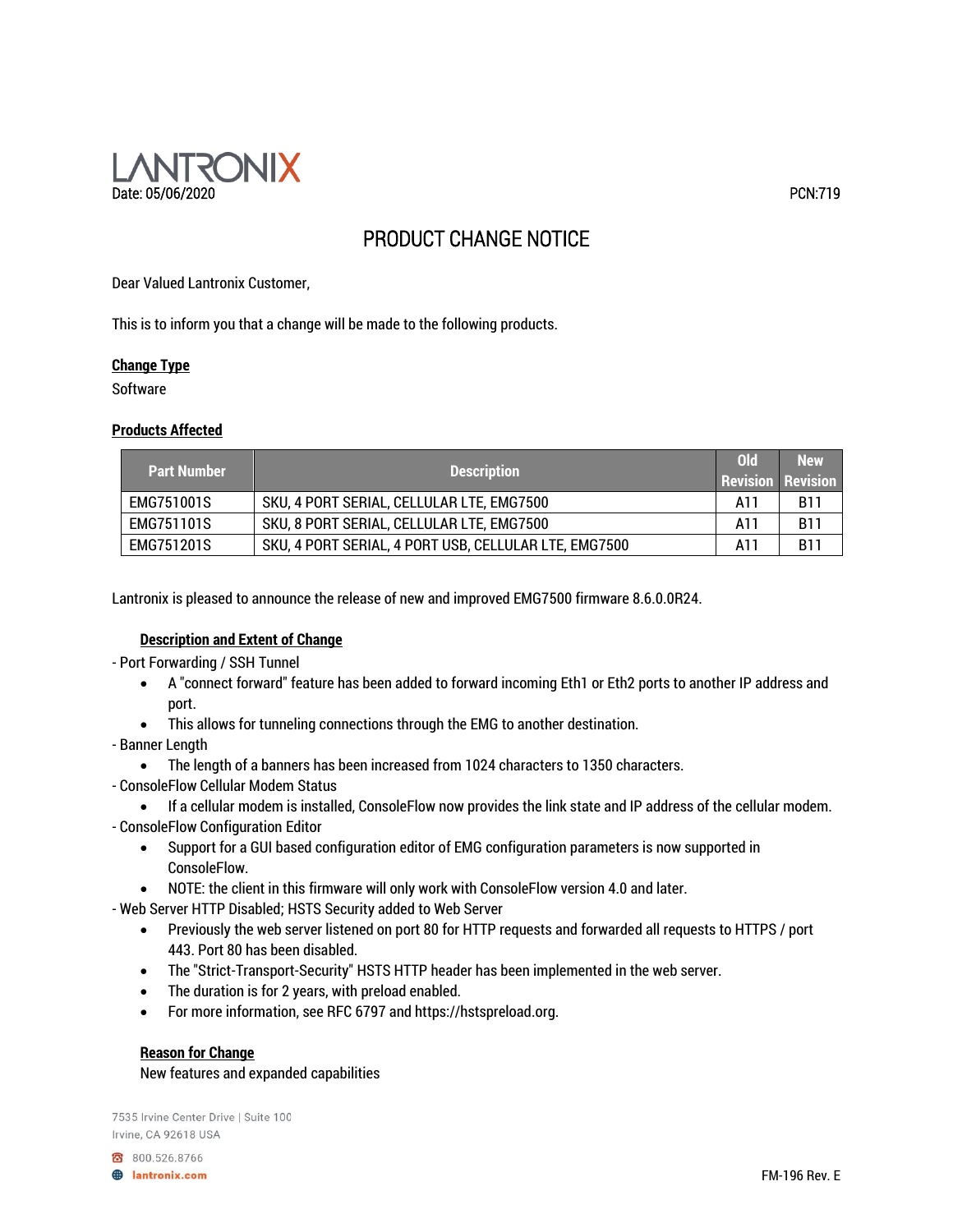LANTRONIX

Date: 05/06/2020

PCN:719

# PRODUCT CHANGE NOTICE

Dear Valued Lantronix Customer,

This is to inform you that a change will be made to the following products.

**Change Type**

Software

**Products Affected**

| Part Number | Description | Old Revision | New Revision |
|---|---|---|---|
| EMG751001S | SKU, 4 PORT SERIAL, CELLULAR LTE, EMG7500 | A11 | B11 |
| EMG751101S | SKU, 8 PORT SERIAL, CELLULAR LTE, EMG7500 | A11 | B11 |
| EMG751201S | SKU, 4 PORT SERIAL, 4 PORT USB, CELLULAR LTE, EMG7500 | A11 | B11 |

Lantronix is pleased to announce the release of new and improved EMG7500 firmware 8.6.0.0R24.

**Description and Extent of Change**

- Port Forwarding / SSH Tunnel
  - A "connect forward" feature has been added to forward incoming Eth1 or Eth2 ports to another IP address and port.
  - This allows for tunneling connections through the EMG to another destination.
- Banner Length
  - The length of a banners has been increased from 1024 characters to 1350 characters.
- ConsoleFlow Cellular Modem Status
  - If a cellular modem is installed, ConsoleFlow now provides the link state and IP address of the cellular modem.
- ConsoleFlow Configuration Editor
  - Support for a GUI based configuration editor of EMG configuration parameters is now supported in ConsoleFlow.
  - NOTE: the client in this firmware will only work with ConsoleFlow version 4.0 and later.
- Web Server HTTP Disabled; HSTS Security added to Web Server
  - Previously the web server listened on port 80 for HTTP requests and forwarded all requests to HTTPS / port 443. Port 80 has been disabled.
  - The "Strict-Transport-Security" HSTS HTTP header has been implemented in the web server.
  - The duration is for 2 years, with preload enabled.
  - For more information, see RFC 6797 and https://hstspreload.org.

**Reason for Change**

New features and expanded capabilities

7535 Irvine Center Drive | Suite 100
Irvine, CA 92618 USA

800.526.8766

lantronix.com

FM-196 Rev. E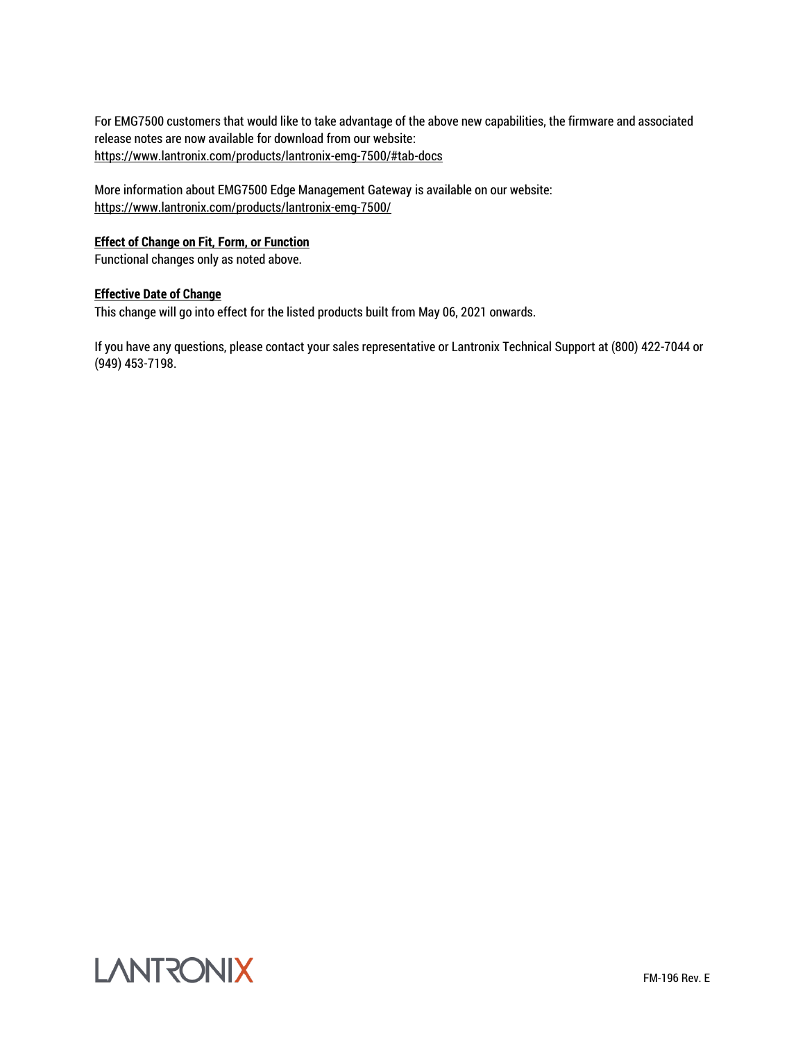For EMG7500 customers that would like to take advantage of the above new capabilities, the firmware and associated release notes are now available for download from our website:
https://www.lantronix.com/products/lantronix-emg-7500/#tab-docs

More information about EMG7500 Edge Management Gateway is available on our website:
https://www.lantronix.com/products/lantronix-emg-7500/

**Effect of Change on Fit, Form, or Function**

Functional changes only as noted above.

**Effective Date of Change**

This change will go into effect for the listed products built from May 06, 2021 onwards.

If you have any questions, please contact your sales representative or Lantronix Technical Support at (800) 422-7044 or (949) 453-7198.